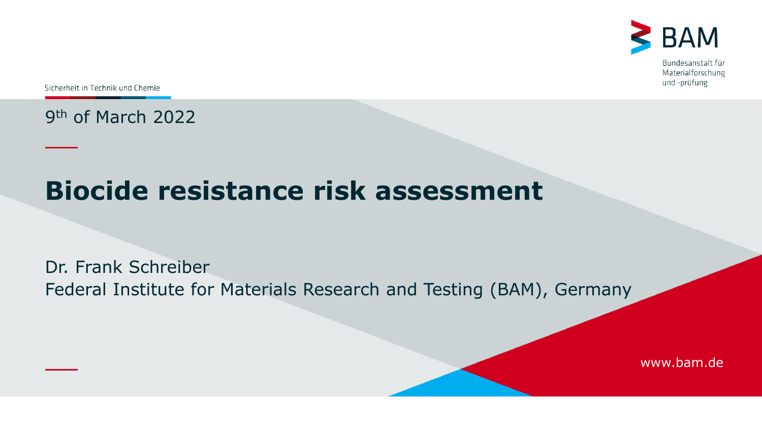BAM

Bundesanstalt für Materialforschung und -prüfung

Sicherheit in Technik und Chemie

9th of March 2022

# Biocide resistance risk assessment

Dr. Frank Schreiber
Federal Institute for Materials Research and Testing (BAM), Germany

www.bam.de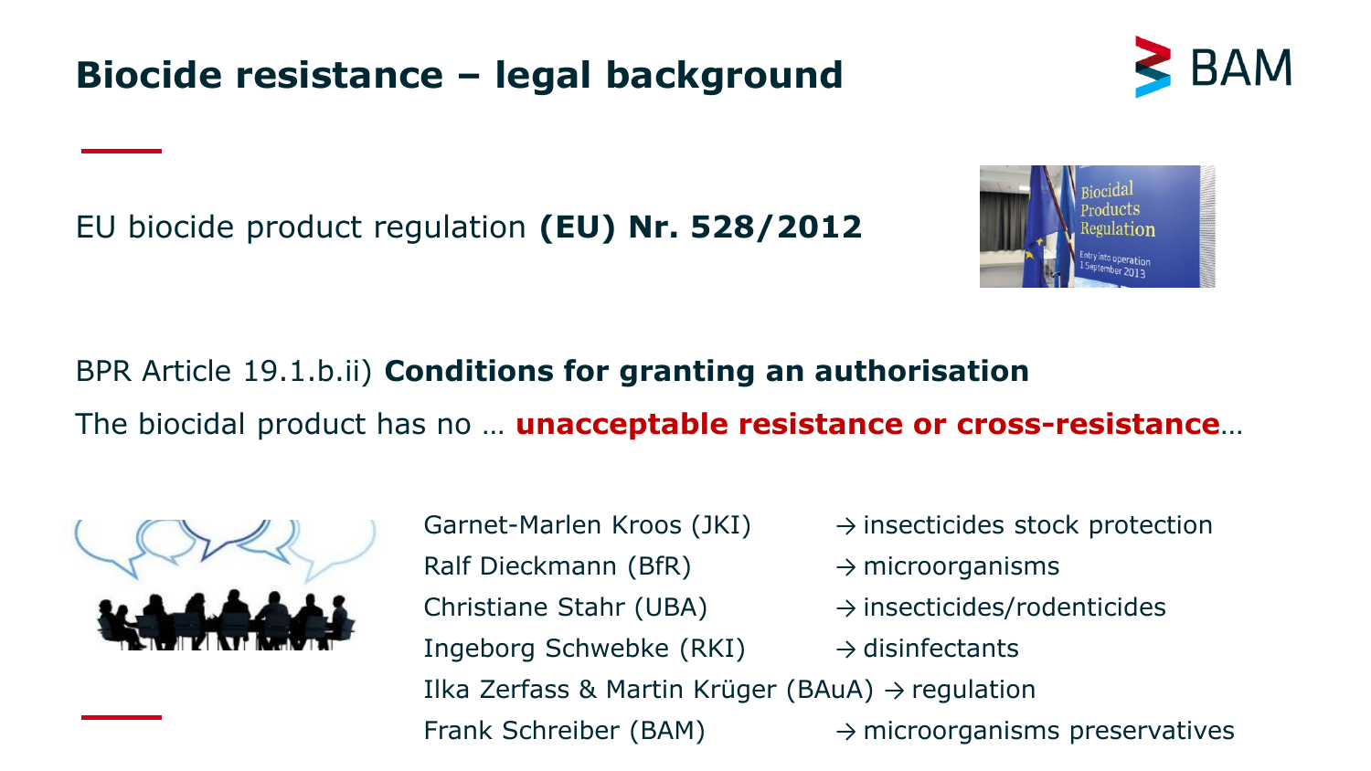# Biocide resistance – legal background

EU biocide product regulation **(EU) Nr. 528/2012**

BPR Article 19.1.b.ii) **Conditions for granting an authorisation**

The biocidal product has no … **unacceptable resistance or cross-resistance**…

Garnet-Marlen Kroos (JKI) → insecticides stock protection
Ralf Dieckmann (BfR) → microorganisms
Christiane Stahr (UBA) → insecticides/rodenticides
Ingeborg Schwebke (RKI) → disinfectants
Ilka Zerfass & Martin Krüger (BAuA) → regulation
Frank Schreiber (BAM) → microorganisms preservatives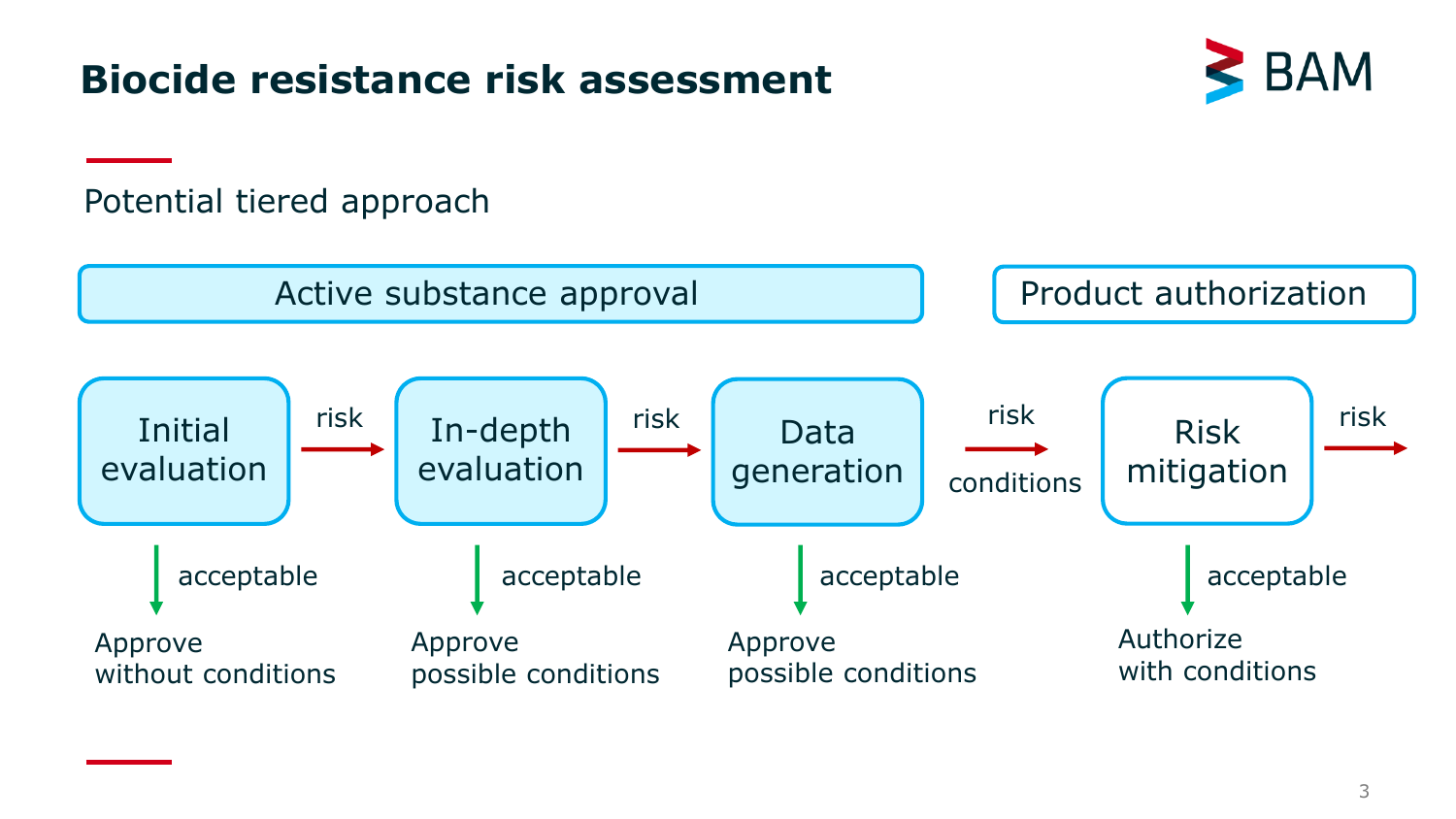# Biocide resistance risk assessment

Potential tiered approach

**Active substance approval**

| Initial evaluation | risk → | In-depth evaluation | risk → | Data generation | risk / conditions → | Risk mitigation | risk → |
|---|---|---|---|---|---|---|---|
| ↓ acceptable | | ↓ acceptable | | ↓ acceptable | | ↓ acceptable | |
| Approve without conditions | | Approve possible conditions | | Approve possible conditions | | Authorize with conditions | |

**Product authorization**: Risk mitigation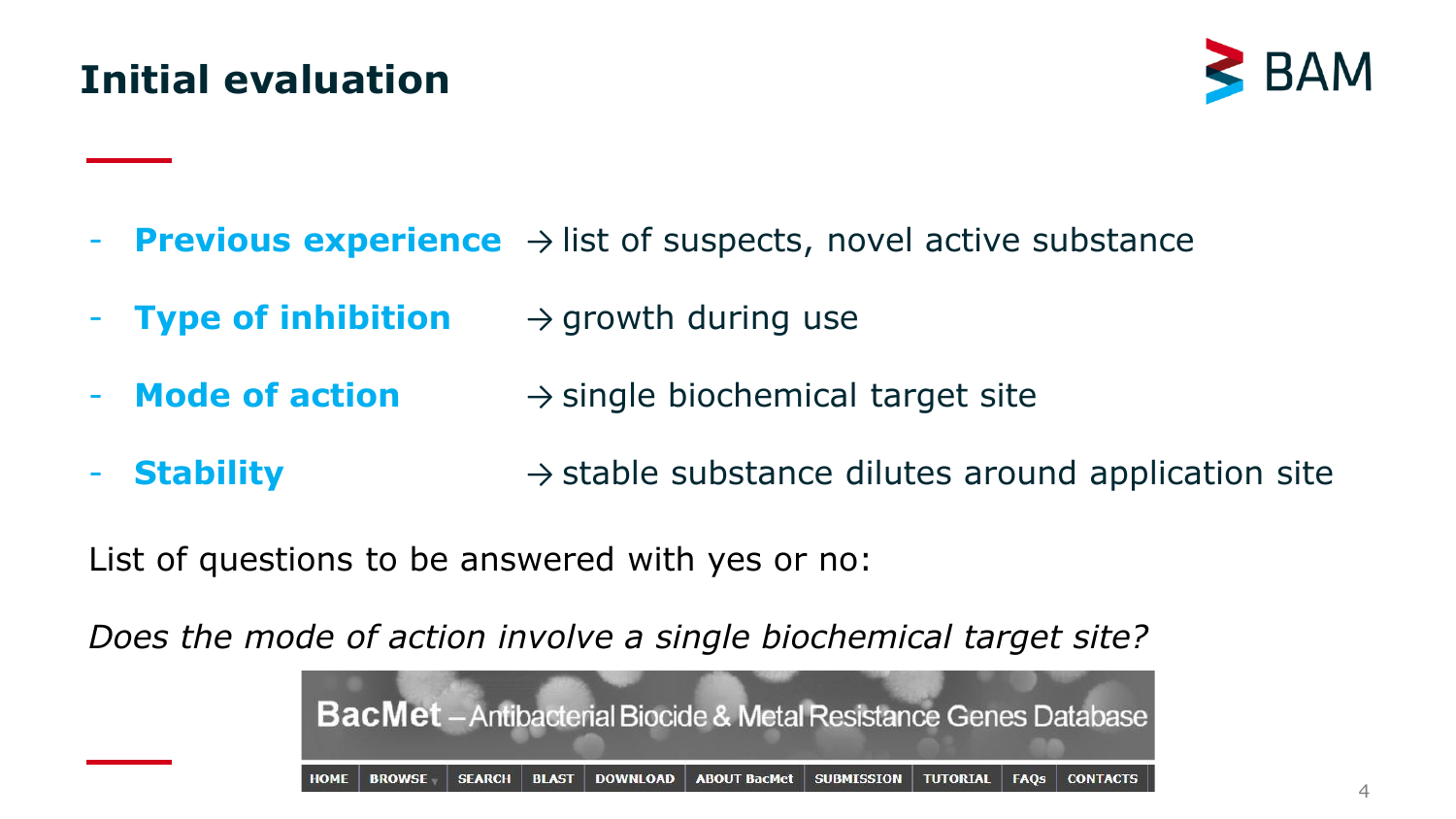# Initial evaluation

- **Previous experience** → list of suspects, novel active substance
- **Type of inhibition** → growth during use
- **Mode of action** → single biochemical target site
- **Stability** → stable substance dilutes around application site

List of questions to be answered with yes or no:

*Does the mode of action involve a single biochemical target site?*

BacMet – Antibacterial Biocide & Metal Resistance Genes Database

HOME | BROWSE | SEARCH | BLAST | DOWNLOAD | ABOUT BacMet | SUBMISSION | TUTORIAL | FAQs | CONTACTS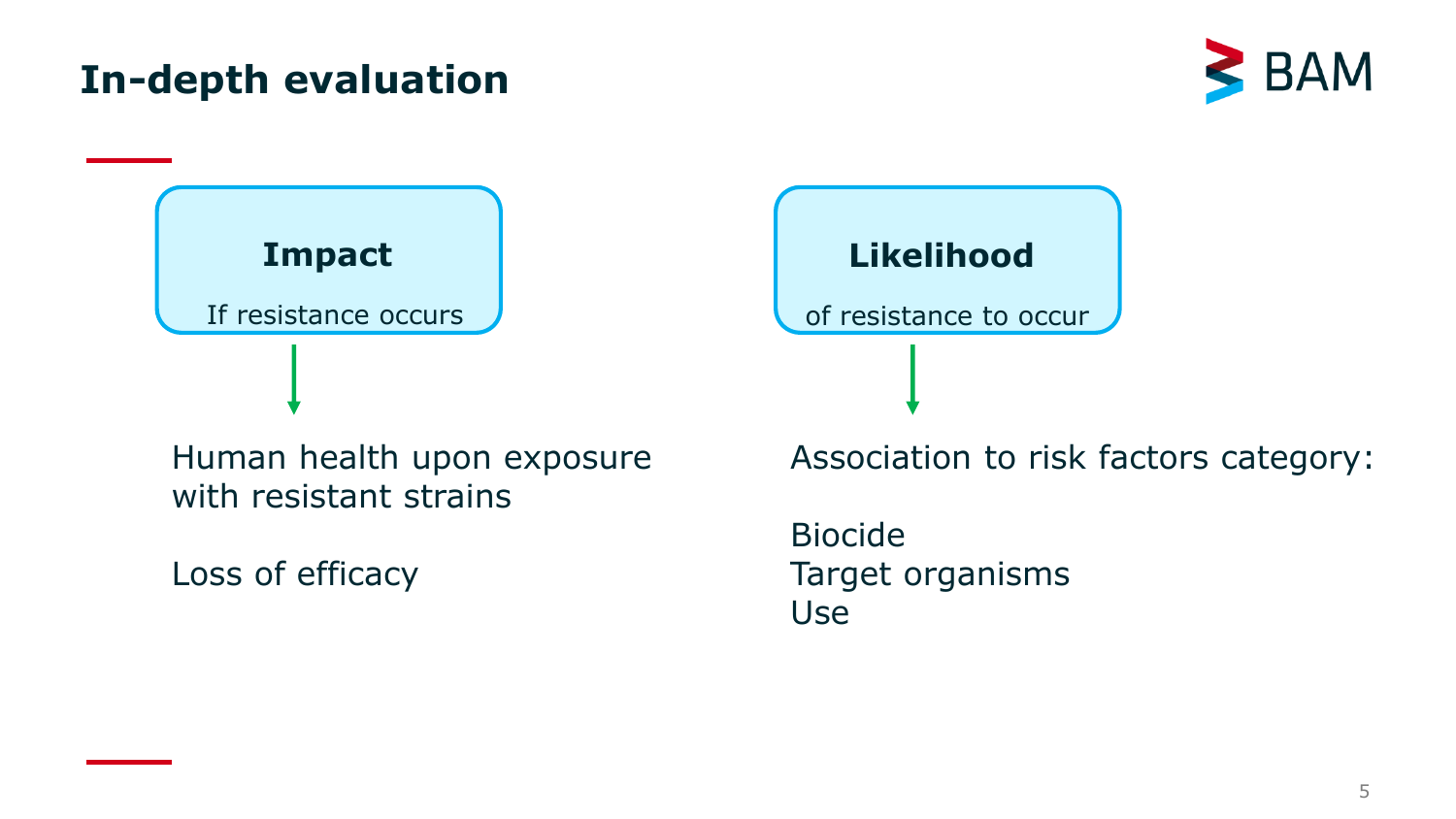# In-depth evaluation

**Impact**

If resistance occurs

Human health upon exposure with resistant strains

Loss of efficacy

**Likelihood**

of resistance to occur

Association to risk factors category:

Biocide
Target organisms
Use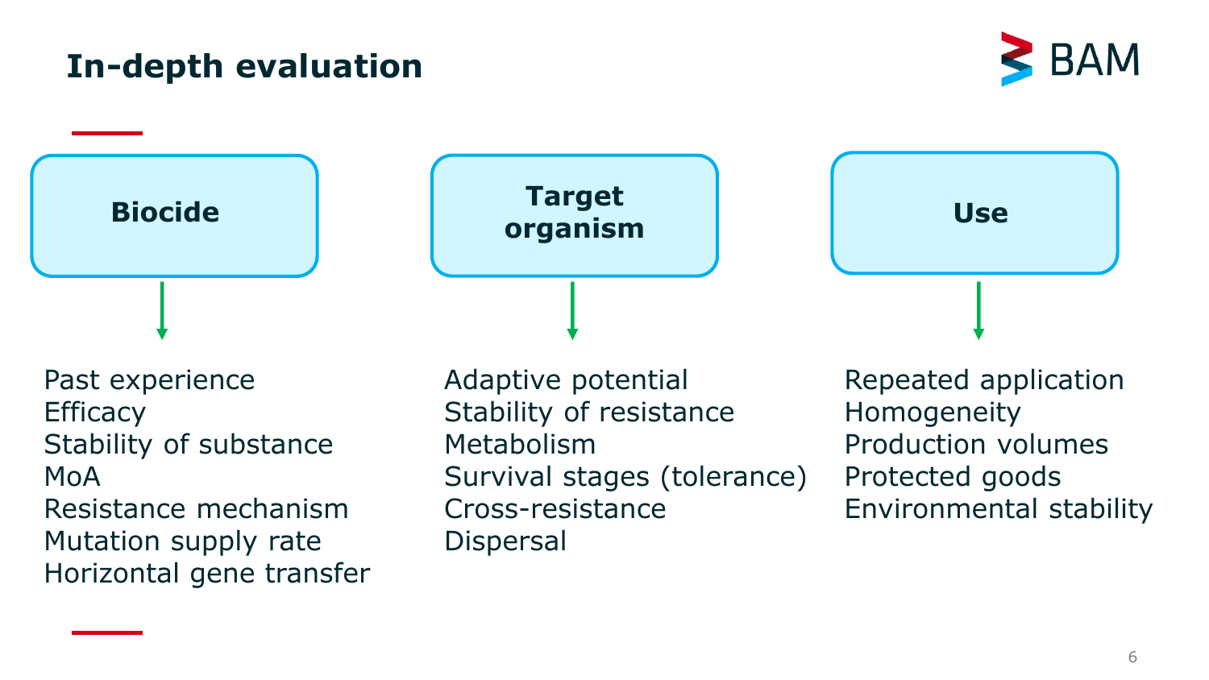# In-depth evaluation

### Biocide

- Past experience
- Efficacy
- Stability of substance
- MoA
- Resistance mechanism
- Mutation supply rate
- Horizontal gene transfer

### Target organism

- Adaptive potential
- Stability of resistance
- Metabolism
- Survival stages (tolerance)
- Cross-resistance
- Dispersal

### Use

- Repeated application
- Homogeneity
- Production volumes
- Protected goods
- Environmental stability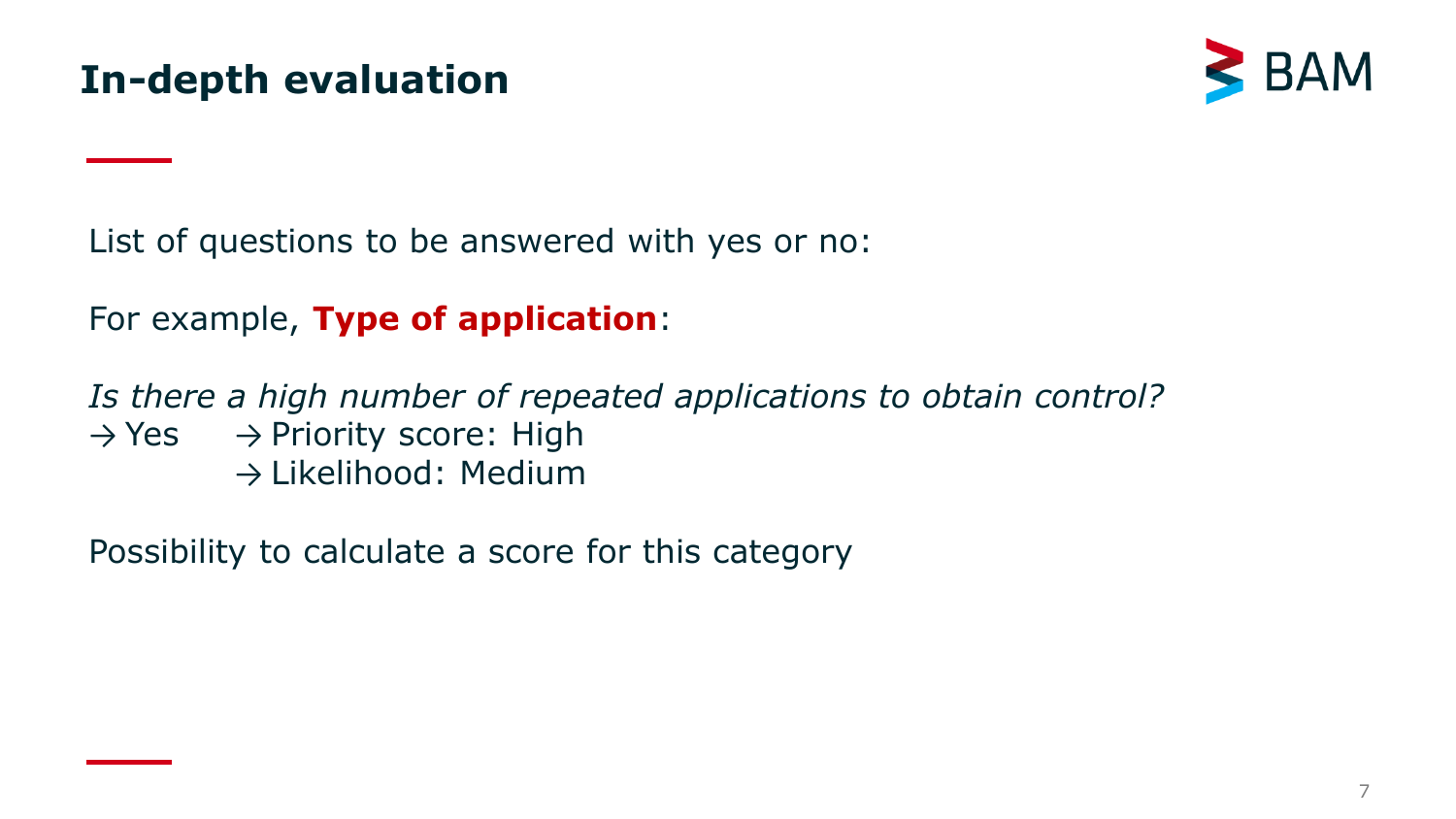# In-depth evaluation

List of questions to be answered with yes or no:

For example, **Type of application**:

*Is there a high number of repeated applications to obtain control?*
→ Yes → Priority score: High
→ Likelihood: Medium

Possibility to calculate a score for this category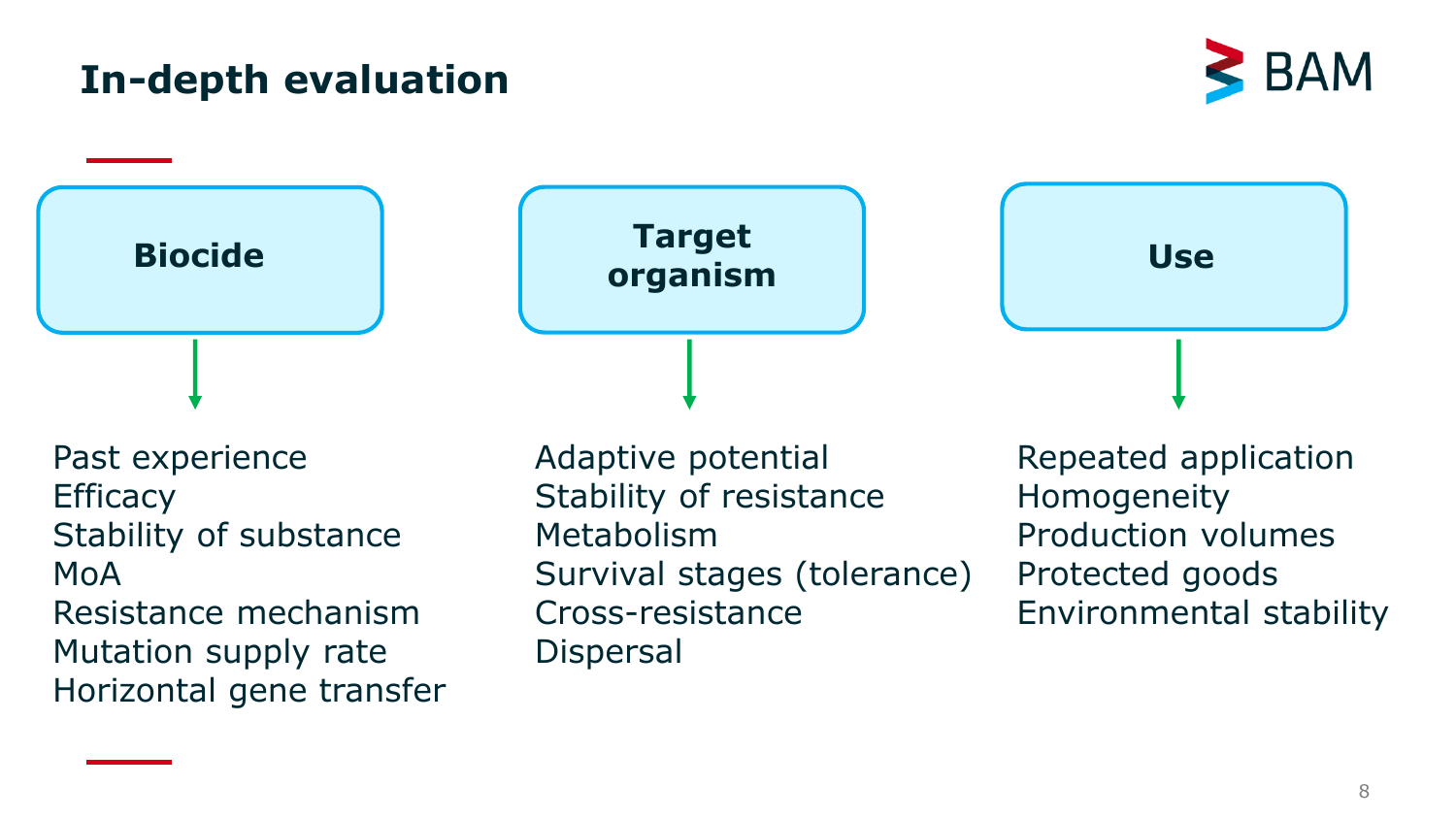# In-depth evaluation

### Biocide

- Past experience
- Efficacy
- Stability of substance
- MoA
- Resistance mechanism
- Mutation supply rate
- Horizontal gene transfer

### Target organism

- Adaptive potential
- Stability of resistance
- Metabolism
- Survival stages (tolerance)
- Cross-resistance
- Dispersal

### Use

- Repeated application
- Homogeneity
- Production volumes
- Protected goods
- Environmental stability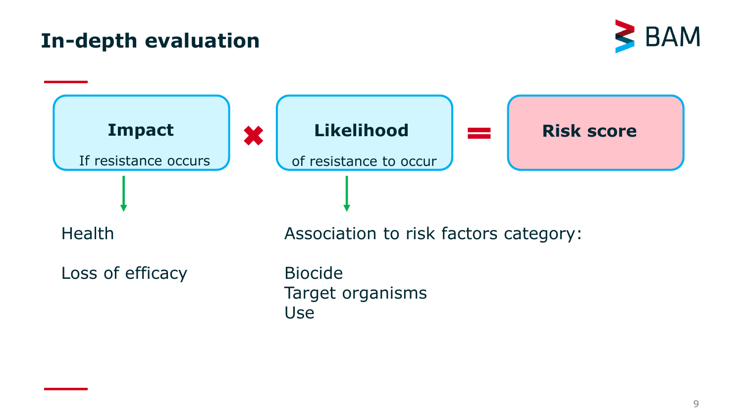# In-depth evaluation

**Impact** If resistance occurs × **Likelihood** of resistance to occur = **Risk score**

**Impact:**

Health

Loss of efficacy

**Likelihood:**

Association to risk factors category:

Biocide
Target organisms
Use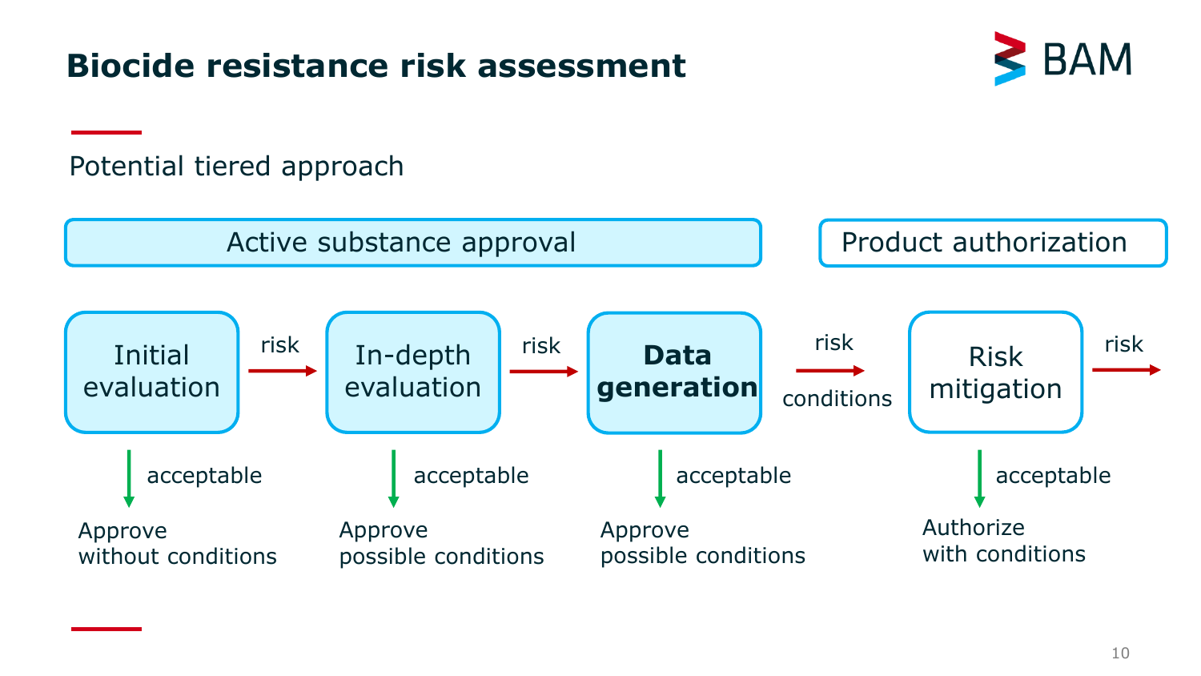# Biocide resistance risk assessment

Potential tiered approach

**Active substance approval**

- **Initial evaluation**
  - acceptable → Approve without conditions
  - risk → In-depth evaluation
- **In-depth evaluation**
  - acceptable → Approve possible conditions
  - risk → Data generation
- **Data generation**
  - acceptable → Approve possible conditions
  - risk, conditions → Risk mitigation

**Product authorization**

- **Risk mitigation**
  - acceptable → Authorize with conditions
  - risk →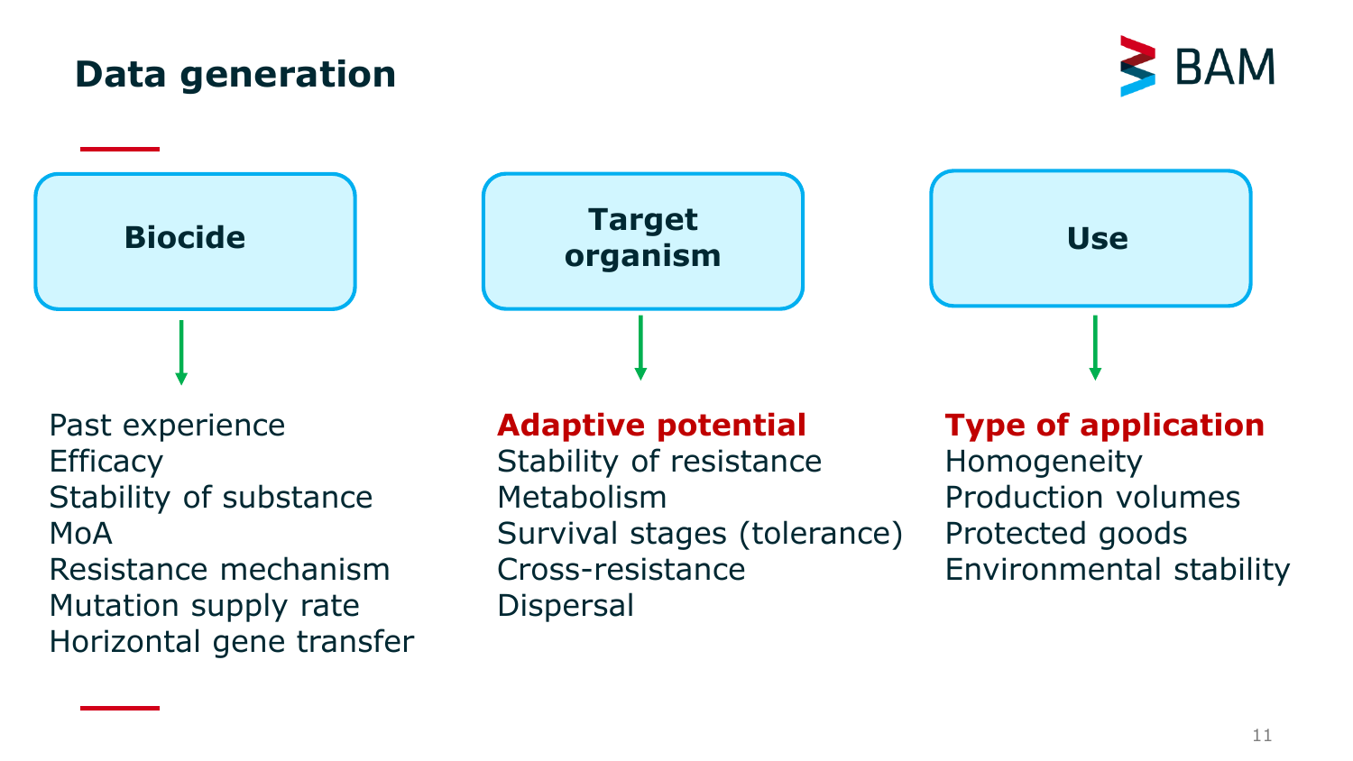# Data generation

### Biocide

Past experience
Efficacy
Stability of substance
MoA
Resistance mechanism
Mutation supply rate
Horizontal gene transfer

### Target organism

**Adaptive potential**
Stability of resistance
Metabolism
Survival stages (tolerance)
Cross-resistance
Dispersal

### Use

**Type of application**
Homogeneity
Production volumes
Protected goods
Environmental stability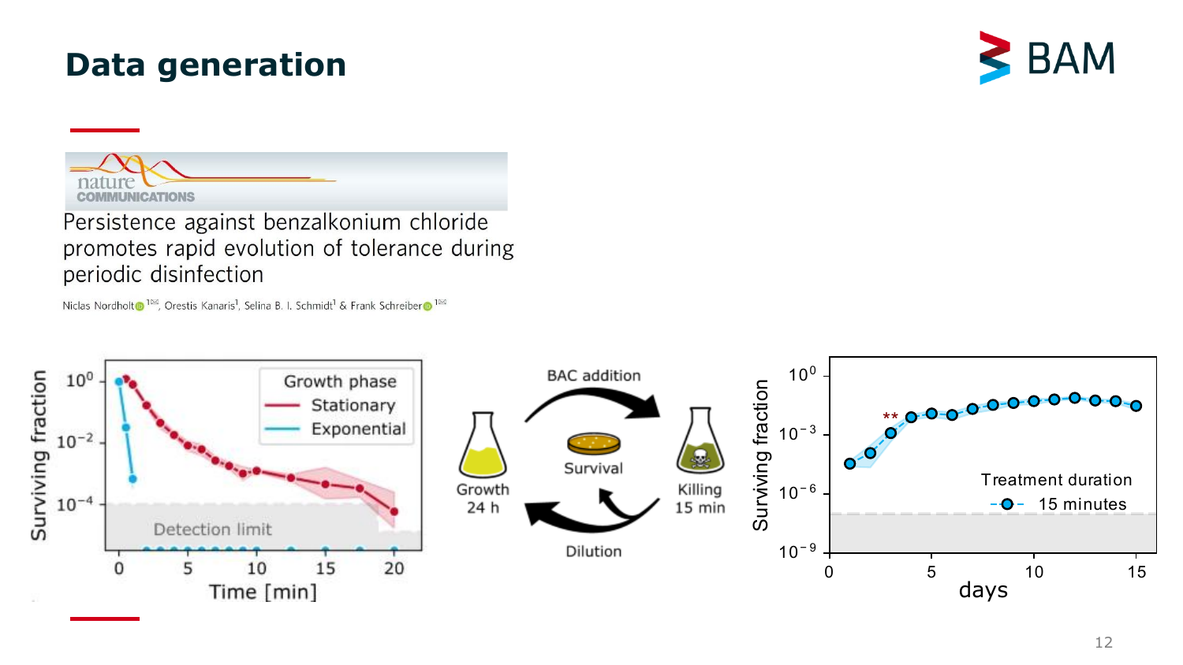# Data generation

nature COMMUNICATIONS

Persistence against benzalkonium chloride promotes rapid evolution of tolerance during periodic disinfection

Niclas Nordholt[1], Orestis Kanaris[1], Selina B. I. Schmidt[1] & Frank Schreiber[1]

Surviving fraction

Growth phase
- Stationary
- Exponential

Detection limit

Time [min]

BAC addition

Growth 24 h

Survival

Killing 15 min

Dilution

Surviving fraction

Treatment duration
- 15 minutes

days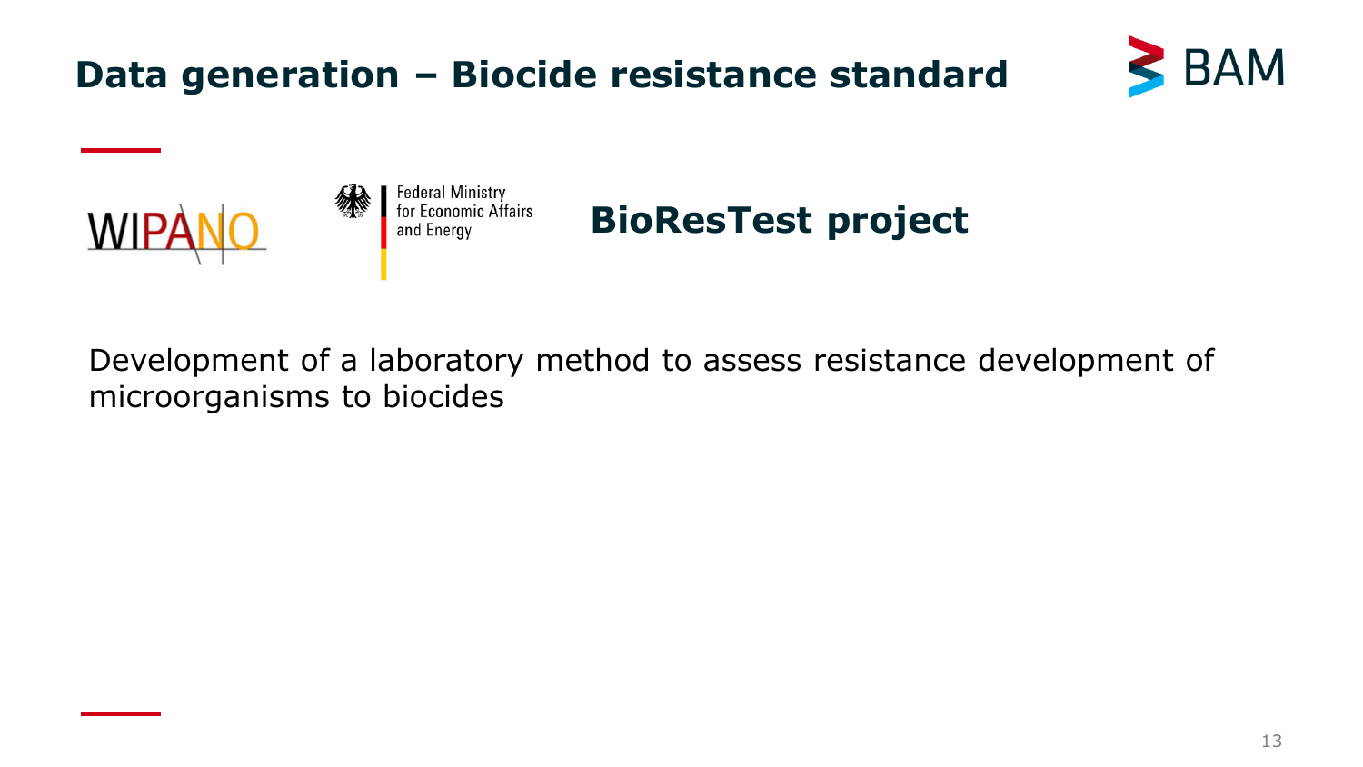# Data generation – Biocide resistance standard

WIPANO

Federal Ministry for Economic Affairs and Energy

## BioResTest project

Development of a laboratory method to assess resistance development of microorganisms to biocides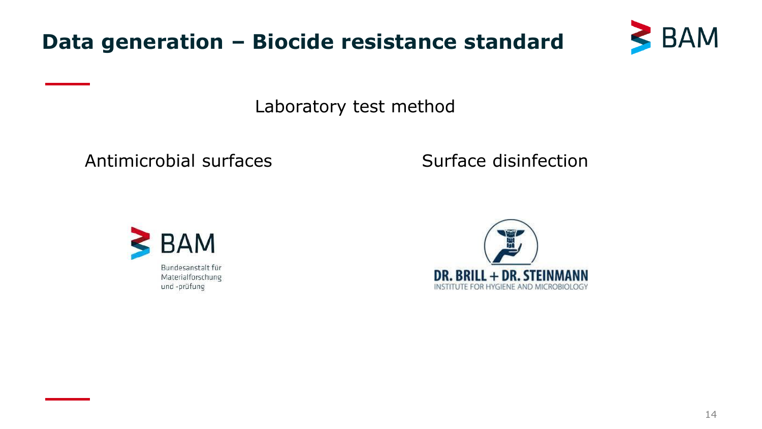# Data generation – Biocide resistance standard

Laboratory test method

Antimicrobial surfaces

Surface disinfection

BAM

Bundesanstalt für Materialforschung und -prüfung

DR. BRILL + DR. STEINMANN

INSTITUTE FOR HYGIENE AND MICROBIOLOGY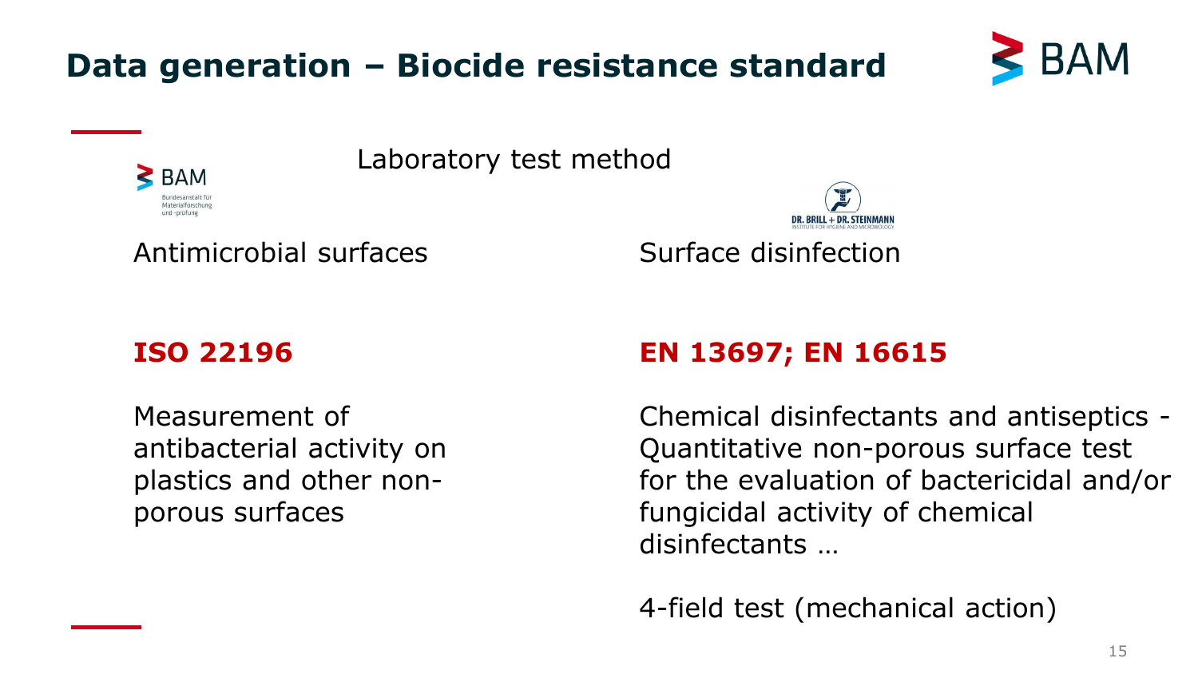# Data generation – Biocide resistance standard

Laboratory test method

BAM
Bundesanstalt für Materialforschung und -prüfung

DR. BRILL + DR. STEINMANN
INSTITUTE FOR HYGIENE AND MICROBIOLOGY

Antimicrobial surfaces

**ISO 22196**

Measurement of antibacterial activity on plastics and other non-porous surfaces

Surface disinfection

**EN 13697; EN 16615**

Chemical disinfectants and antiseptics - Quantitative non-porous surface test for the evaluation of bactericidal and/or fungicidal activity of chemical disinfectants …

4-field test (mechanical action)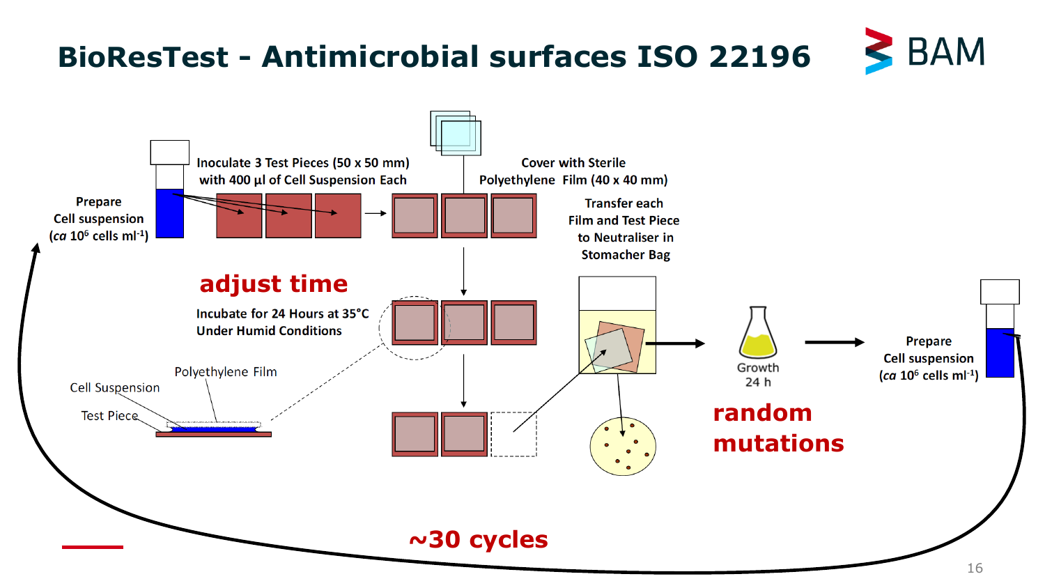# BioResTest - Antimicrobial surfaces ISO 22196

Prepare Cell suspension (*ca* $10^6$ cells $ml^{-1}$)

Inoculate 3 Test Pieces (50 x 50 mm) with 400 µl of Cell Suspension Each

Cover with Sterile Polyethylene Film (40 x 40 mm)

Transfer each Film and Test Piece to Neutraliser in Stomacher Bag

**adjust time**

Incubate for 24 Hours at 35°C Under Humid Conditions

Polyethylene Film

Cell Suspension

Test Piece

Growth 24 h

**random mutations**

Prepare Cell suspension (*ca* $10^6$ cells $ml^{-1}$)

**~30 cycles**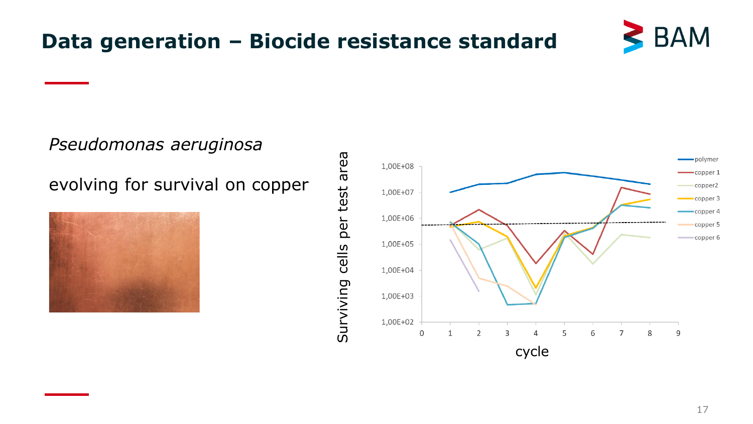# Data generation – Biocide resistance standard

*Pseudomonas aeruginosa*

evolving for survival on copper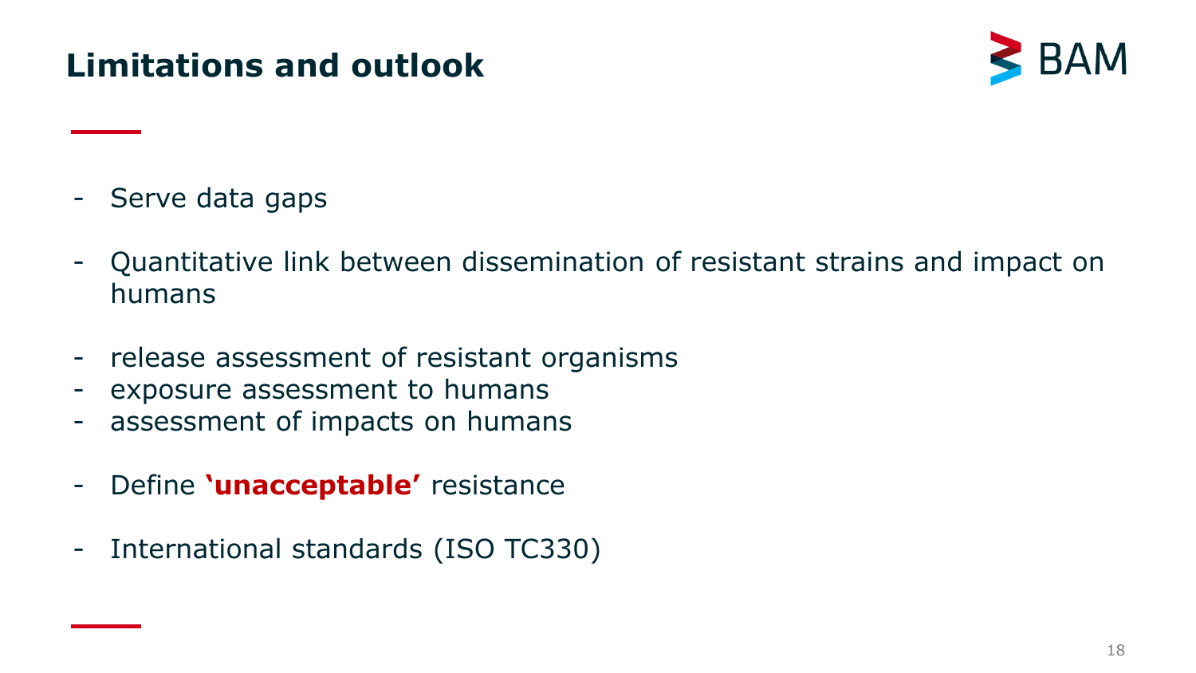# Limitations and outlook

- Serve data gaps

- Quantitative link between dissemination of resistant strains and impact on humans

- release assessment of resistant organisms
- exposure assessment to humans
- assessment of impacts on humans

- Define **'unacceptable'** resistance

- International standards (ISO TC330)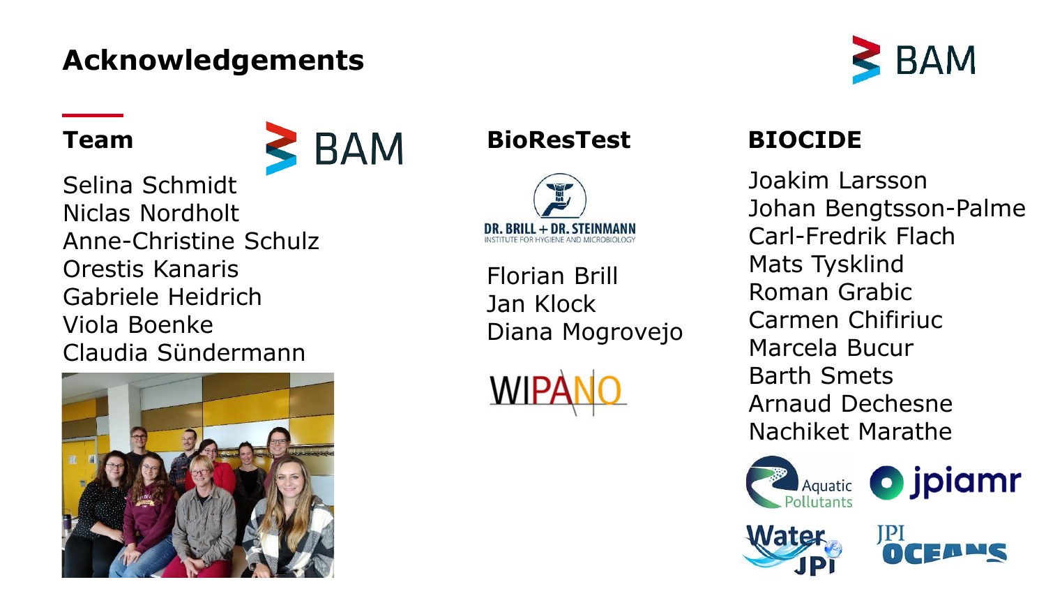# Acknowledgements

## Team

BAM

Selina Schmidt
Niclas Nordholt
Anne-Christine Schulz
Orestis Kanaris
Gabriele Heidrich
Viola Boenke
Claudia Sündermann

## BioResTest

DR. BRILL + DR. STEINMANN
INSTITUTE FOR HYGIENE AND MICROBIOLOGY

Florian Brill
Jan Klock
Diana Mogrovejo

WIPANO

## BIOCIDE

Joakim Larsson
Johan Bengtsson-Palme
Carl-Fredrik Flach
Mats Tysklind
Roman Grabic
Carmen Chifiriuc
Marcela Bucur
Barth Smets
Arnaud Dechesne
Nachiket Marathe

Aquatic Pollutants
jpiamr
Water JPI
JPI OCEANS